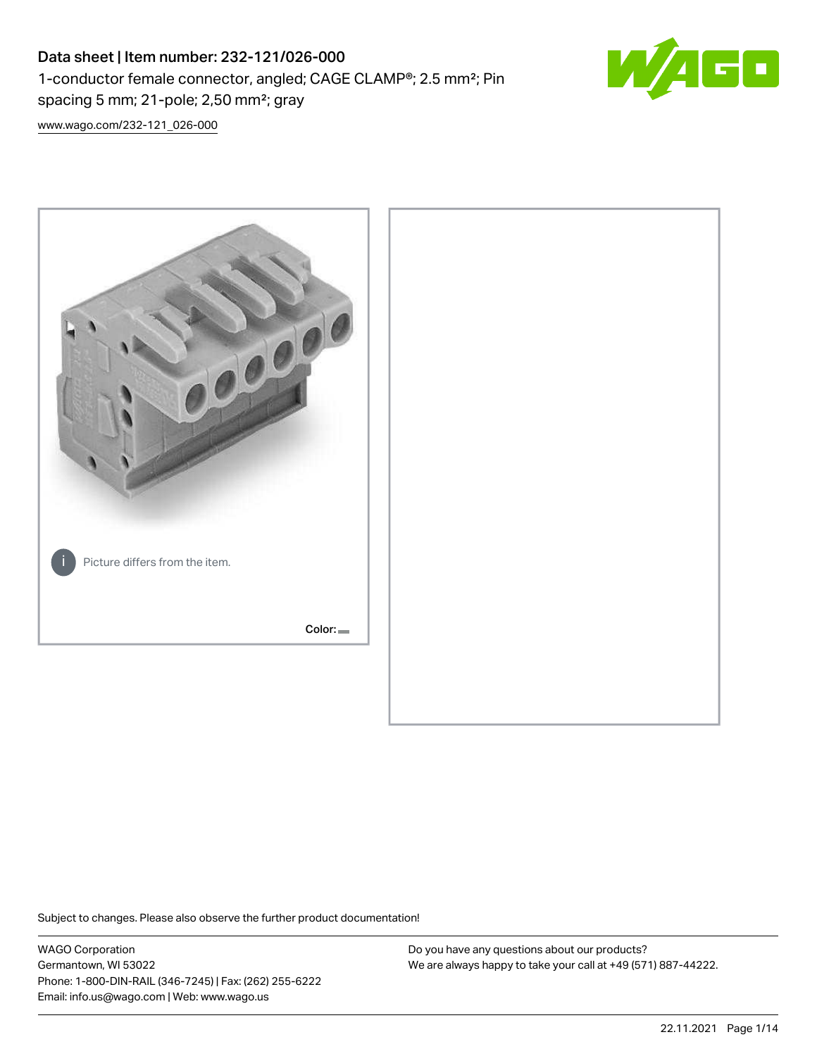# Data sheet | Item number: 232-121/026-000

1-conductor female connector, angled; CAGE CLAMP®; 2.5 mm²; Pin spacing 5 mm; 21-pole; 2,50 mm²; gray

www.wago.com/232-121_026-000

Picture differs from the item.

Color:

Subject to changes. Please also observe the further product documentation!

WAGO Corporation
Germantown, WI 53022
Phone: 1-800-DIN-RAIL (346-7245) | Fax: (262) 255-6222
Email: info.us@wago.com | Web: www.wago.us

Do you have any questions about our products?
We are always happy to take your call at +49 (571) 887-44222.

22.11.2021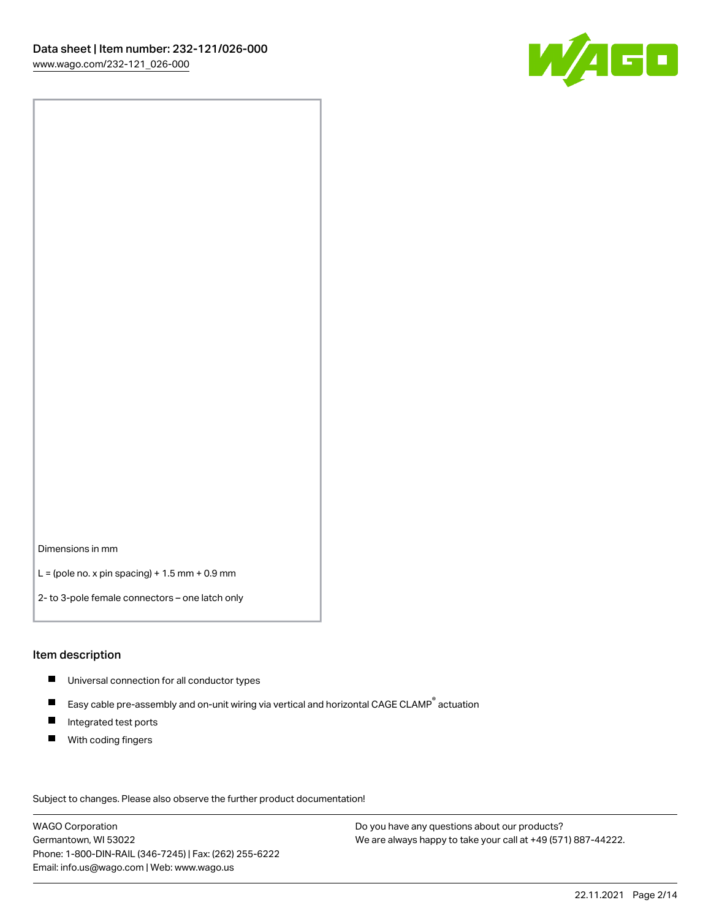Dimensions in mm

L = (pole no. x pin spacing) + 1.5 mm + 0.9 mm

2- to 3-pole female connectors – one latch only

## Item description

- Universal connection for all conductor types
- Easy cable pre-assembly and on-unit wiring via vertical and horizontal CAGE CLAMP® actuation
- Integrated test ports
- With coding fingers

Subject to changes. Please also observe the further product documentation!

WAGO Corporation
Germantown, WI 53022
Phone: 1-800-DIN-RAIL (346-7245) | Fax: (262) 255-6222
Email: info.us@wago.com | Web: www.wago.us

Do you have any questions about our products?
We are always happy to take your call at +49 (571) 887-44222.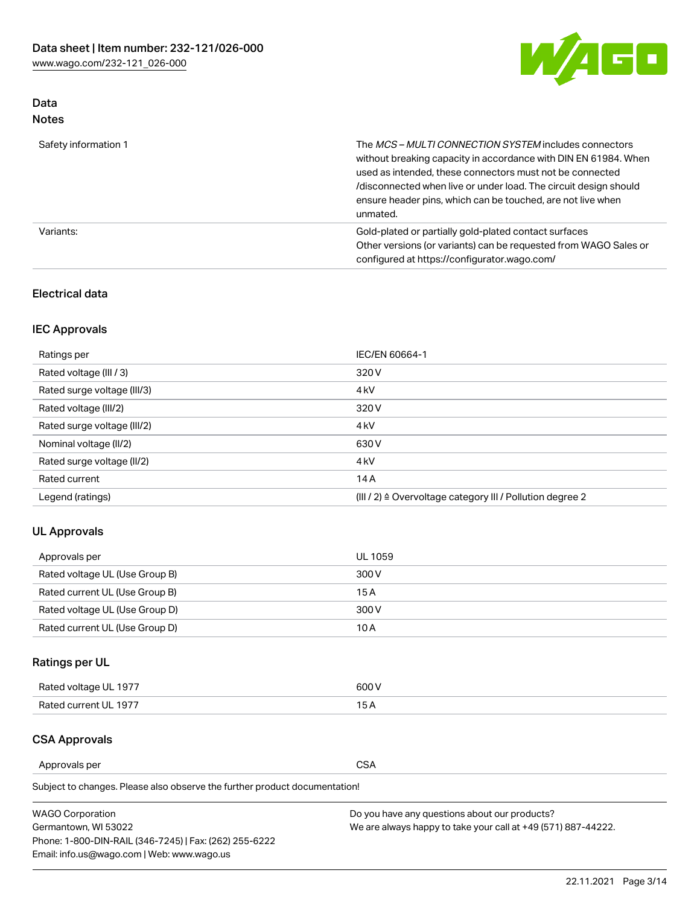## Data
### Notes

| | |
|---|---|
| Safety information 1 | The *MCS – MULTI CONNECTION SYSTEM* includes connectors without breaking capacity in accordance with DIN EN 61984. When used as intended, these connectors must not be connected /disconnected when live or under load. The circuit design should ensure header pins, which can be touched, are not live when unmated. |
| Variants: | Gold-plated or partially gold-plated contact surfaces<br>Other versions (or variants) can be requested from WAGO Sales or configured at https://configurator.wago.com/ |

### Electrical data

### IEC Approvals

| | |
|---|---|
| Ratings per | IEC/EN 60664-1 |
| Rated voltage (III / 3) | 320 V |
| Rated surge voltage (III/3) | 4 kV |
| Rated voltage (III/2) | 320 V |
| Rated surge voltage (III/2) | 4 kV |
| Nominal voltage (II/2) | 630 V |
| Rated surge voltage (II/2) | 4 kV |
| Rated current | 14 A |
| Legend (ratings) | (III / 2) ≙ Overvoltage category III / Pollution degree 2 |

### UL Approvals

| | |
|---|---|
| Approvals per | UL 1059 |
| Rated voltage UL (Use Group B) | 300 V |
| Rated current UL (Use Group B) | 15 A |
| Rated voltage UL (Use Group D) | 300 V |
| Rated current UL (Use Group D) | 10 A |

### Ratings per UL

| | |
|---|---|
| Rated voltage UL 1977 | 600 V |
| Rated current UL 1977 | 15 A |

### CSA Approvals

| | |
|---|---|
| Approvals per | CSA |

Subject to changes. Please also observe the further product documentation!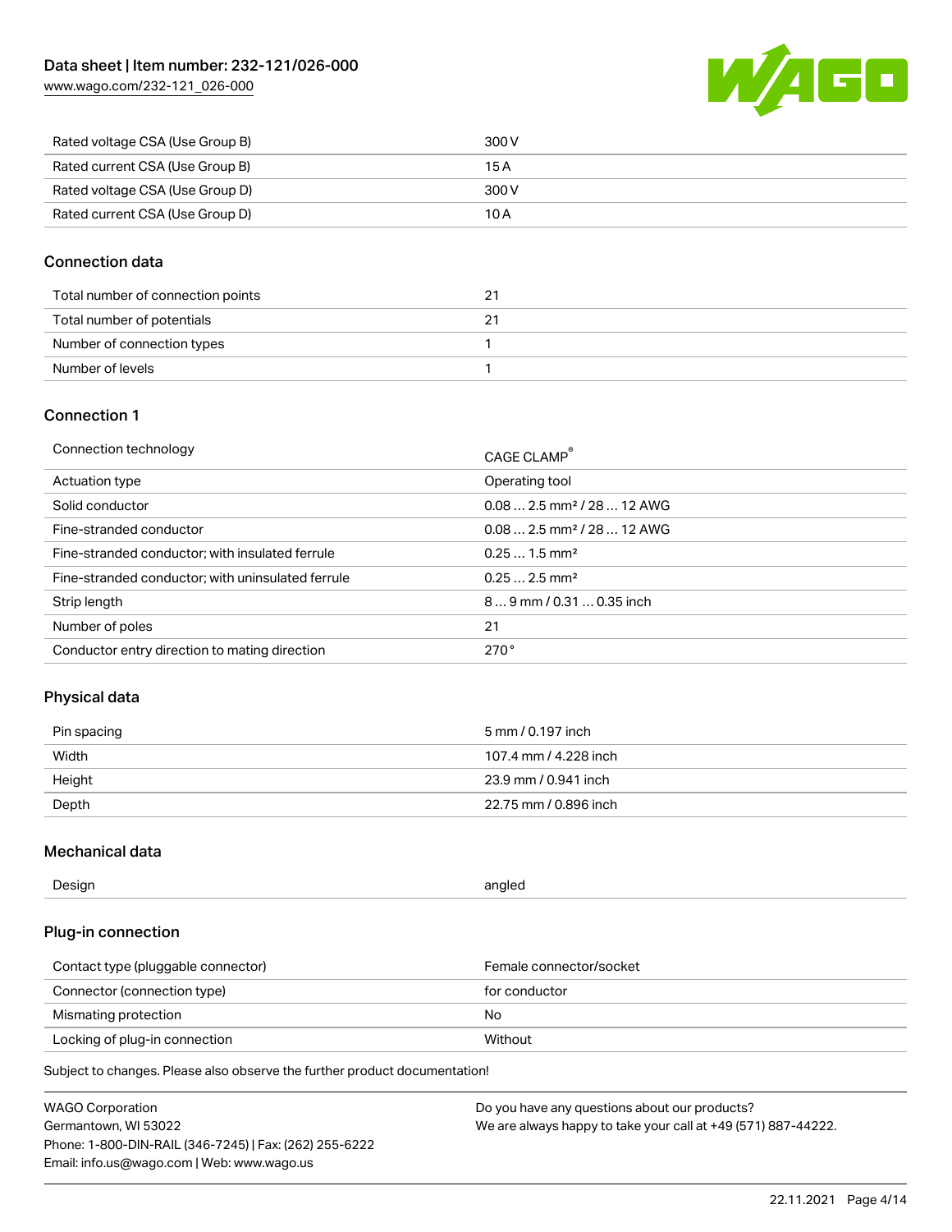| Rated voltage CSA (Use Group B) | 300 V |
| --- | --- |
| Rated current CSA (Use Group B) | 15 A |
| Rated voltage CSA (Use Group D) | 300 V |
| Rated current CSA (Use Group D) | 10 A |

## Connection data

| Total number of connection points | 21 |
| --- | --- |
| Total number of potentials | 21 |
| Number of connection types | 1 |
| Number of levels | 1 |

## Connection 1

| Connection technology | CAGE CLAMP® |
| --- | --- |
| Actuation type | Operating tool |
| Solid conductor | 0.08 … 2.5 mm² / 28 … 12 AWG |
| Fine-stranded conductor | 0.08 … 2.5 mm² / 28 … 12 AWG |
| Fine-stranded conductor; with insulated ferrule | 0.25 … 1.5 mm² |
| Fine-stranded conductor; with uninsulated ferrule | 0.25 … 2.5 mm² |
| Strip length | 8 … 9 mm / 0.31 … 0.35 inch |
| Number of poles | 21 |
| Conductor entry direction to mating direction | 270 ° |

## Physical data

| Pin spacing | 5 mm / 0.197 inch |
| --- | --- |
| Width | 107.4 mm / 4.228 inch |
| Height | 23.9 mm / 0.941 inch |
| Depth | 22.75 mm / 0.896 inch |

## Mechanical data

| Design | angled |
| --- | --- |

## Plug-in connection

| Contact type (pluggable connector) | Female connector/socket |
| --- | --- |
| Connector (connection type) | for conductor |
| Mismating protection | No |
| Locking of plug-in connection | Without |

Subject to changes. Please also observe the further product documentation!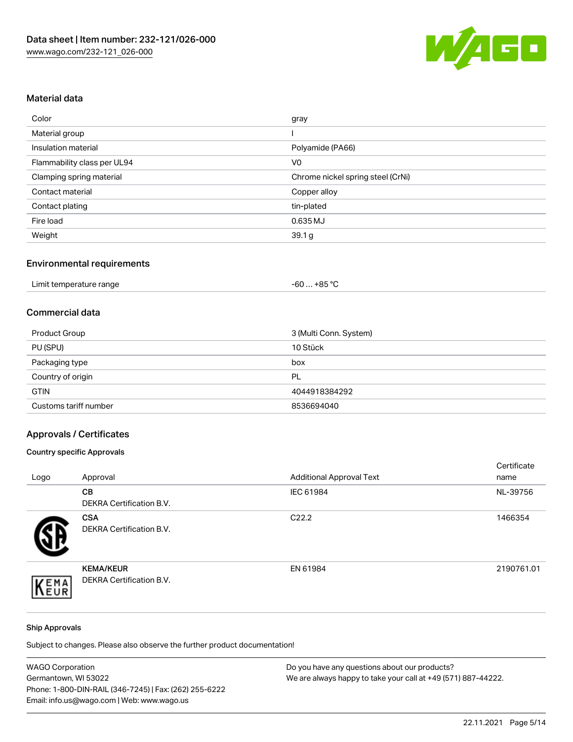## Material data

| Color | gray |
| --- | --- |
| Material group | I |
| Insulation material | Polyamide (PA66) |
| Flammability class per UL94 | V0 |
| Clamping spring material | Chrome nickel spring steel (CrNi) |
| Contact material | Copper alloy |
| Contact plating | tin-plated |
| Fire load | 0.635 MJ |
| Weight | 39.1 g |

## Environmental requirements

| Limit temperature range | -60 … +85 °C |
| --- | --- |

## Commercial data

| Product Group | 3 (Multi Conn. System) |
| --- | --- |
| PU (SPU) | 10 Stück |
| Packaging type | box |
| Country of origin | PL |
| GTIN | 4044918384292 |
| Customs tariff number | 8536694040 |

## Approvals / Certificates

### Country specific Approvals

| Logo | Approval | Additional Approval Text | Certificate name |
| --- | --- | --- | --- |
| | **CB** DEKRA Certification B.V. | IEC 61984 | NL-39756 |
| | **CSA** DEKRA Certification B.V. | C22.2 | 1466354 |
| | **KEMA/KEUR** DEKRA Certification B.V. | EN 61984 | 2190761.01 |

### Ship Approvals

Subject to changes. Please also observe the further product documentation!

WAGO Corporation
Germantown, WI 53022
Phone: 1-800-DIN-RAIL (346-7245) | Fax: (262) 255-6222
Email: info.us@wago.com | Web: www.wago.us

Do you have any questions about our products?
We are always happy to take your call at +49 (571) 887-44222.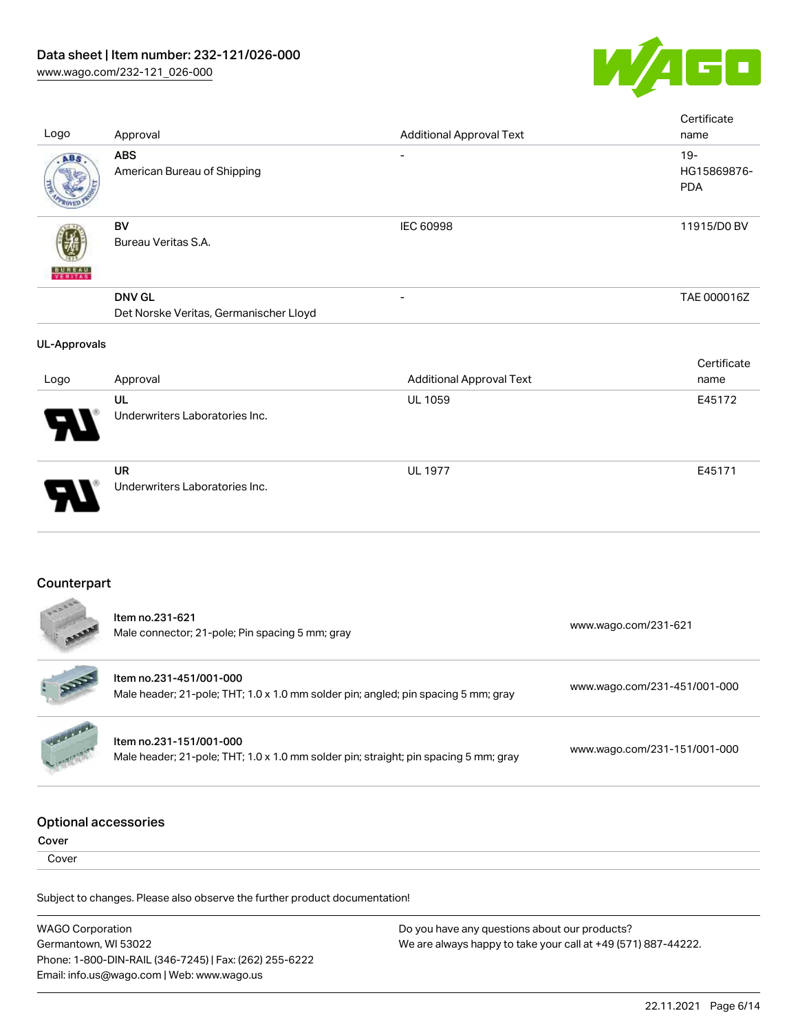| Logo | Approval | Additional Approval Text | Certificate name |
| --- | --- | --- | --- |
| | **ABS** American Bureau of Shipping | - | 19-HG15869876-PDA |
| | **BV** Bureau Veritas S.A. | IEC 60998 | 11915/D0 BV |
| | **DNV GL** Det Norske Veritas, Germanischer Lloyd | - | TAE 000016Z |

**UL-Approvals**

| Logo | Approval | Additional Approval Text | Certificate name |
| --- | --- | --- | --- |
| | **UL** Underwriters Laboratories Inc. | UL 1059 | E45172 |
| | **UR** Underwriters Laboratories Inc. | UL 1977 | E45171 |

## Counterpart

| | Item | Link |
| --- | --- | --- |
| | Item no.231-621<br>Male connector; 21-pole; Pin spacing 5 mm; gray | www.wago.com/231-621 |
| | Item no.231-451/001-000<br>Male header; 21-pole; THT; 1.0 x 1.0 mm solder pin; angled; pin spacing 5 mm; gray | www.wago.com/231-451/001-000 |
| | Item no.231-151/001-000<br>Male header; 21-pole; THT; 1.0 x 1.0 mm solder pin; straight; pin spacing 5 mm; gray | www.wago.com/231-151/001-000 |

## Optional accessories

**Cover**

Cover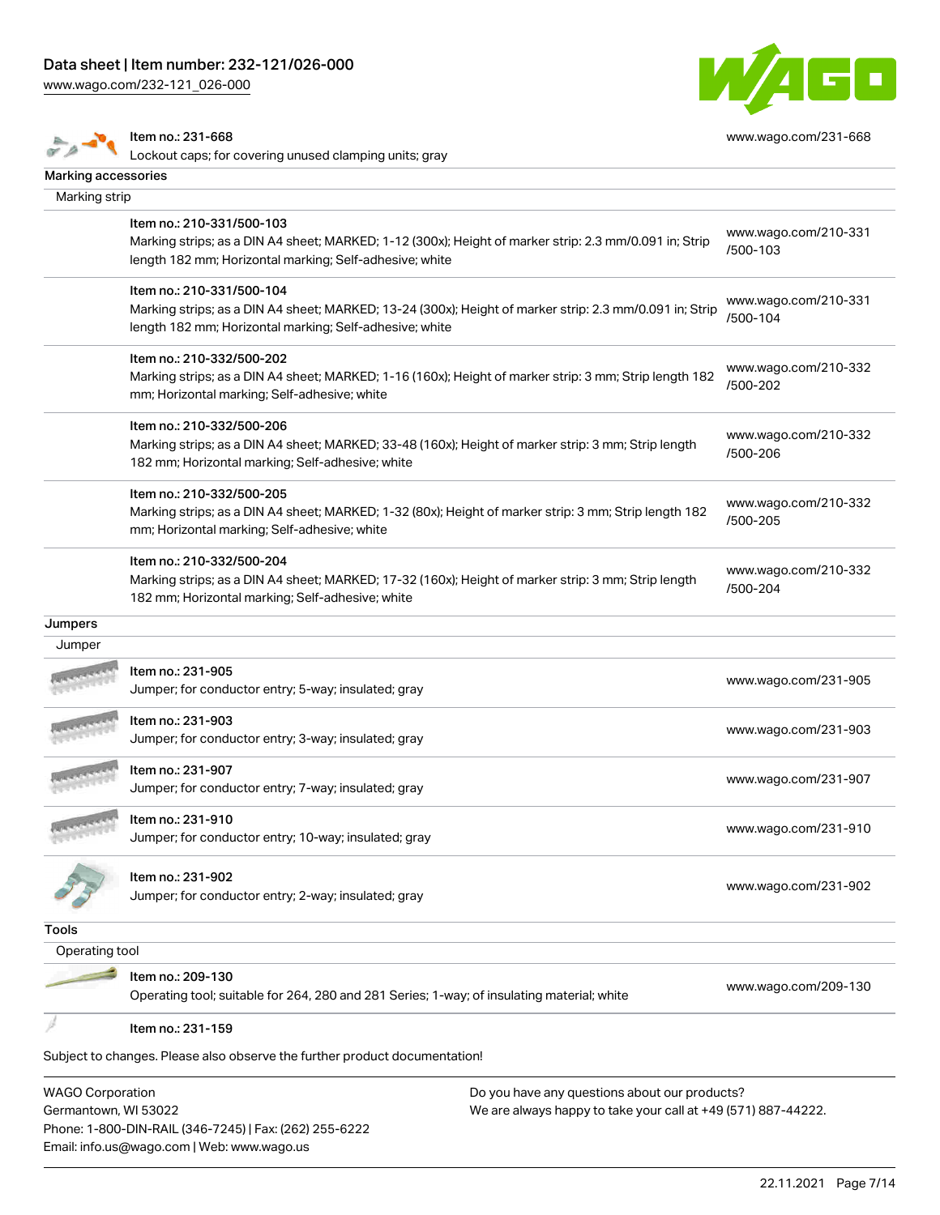| | | |
|---|---|---|
| | Item no.: 231-668<br>Lockout caps; for covering unused clamping units; gray | www.wago.com/231-668 |

**Marking accessories**

Marking strip

| | | |
|---|---|---|
| | Item no.: 210-331/500-103<br>Marking strips; as a DIN A4 sheet; MARKED; 1-12 (300x); Height of marker strip: 2.3 mm/0.091 in; Strip length 182 mm; Horizontal marking; Self-adhesive; white | www.wago.com/210-331/500-103 |
| | Item no.: 210-331/500-104<br>Marking strips; as a DIN A4 sheet; MARKED; 13-24 (300x); Height of marker strip: 2.3 mm/0.091 in; Strip length 182 mm; Horizontal marking; Self-adhesive; white | www.wago.com/210-331/500-104 |
| | Item no.: 210-332/500-202<br>Marking strips; as a DIN A4 sheet; MARKED; 1-16 (160x); Height of marker strip: 3 mm; Strip length 182 mm; Horizontal marking; Self-adhesive; white | www.wago.com/210-332/500-202 |
| | Item no.: 210-332/500-206<br>Marking strips; as a DIN A4 sheet; MARKED; 33-48 (160x); Height of marker strip: 3 mm; Strip length 182 mm; Horizontal marking; Self-adhesive; white | www.wago.com/210-332/500-206 |
| | Item no.: 210-332/500-205<br>Marking strips; as a DIN A4 sheet; MARKED; 1-32 (80x); Height of marker strip: 3 mm; Strip length 182 mm; Horizontal marking; Self-adhesive; white | www.wago.com/210-332/500-205 |
| | Item no.: 210-332/500-204<br>Marking strips; as a DIN A4 sheet; MARKED; 17-32 (160x); Height of marker strip: 3 mm; Strip length 182 mm; Horizontal marking; Self-adhesive; white | www.wago.com/210-332/500-204 |

**Jumpers**

Jumper

| | | |
|---|---|---|
| | Item no.: 231-905<br>Jumper; for conductor entry; 5-way; insulated; gray | www.wago.com/231-905 |
| | Item no.: 231-903<br>Jumper; for conductor entry; 3-way; insulated; gray | www.wago.com/231-903 |
| | Item no.: 231-907<br>Jumper; for conductor entry; 7-way; insulated; gray | www.wago.com/231-907 |
| | Item no.: 231-910<br>Jumper; for conductor entry; 10-way; insulated; gray | www.wago.com/231-910 |
| | Item no.: 231-902<br>Jumper; for conductor entry; 2-way; insulated; gray | www.wago.com/231-902 |

**Tools**

Operating tool

| | | |
|---|---|---|
| | Item no.: 209-130<br>Operating tool; suitable for 264, 280 and 281 Series; 1-way; of insulating material; white | www.wago.com/209-130 |
| | Item no.: 231-159 | |

Subject to changes. Please also observe the further product documentation!

WAGO Corporation
Germantown, WI 53022
Phone: 1-800-DIN-RAIL (346-7245) | Fax: (262) 255-6222
Email: info.us@wago.com | Web: www.wago.us

Do you have any questions about our products?
We are always happy to take your call at +49 (571) 887-44222.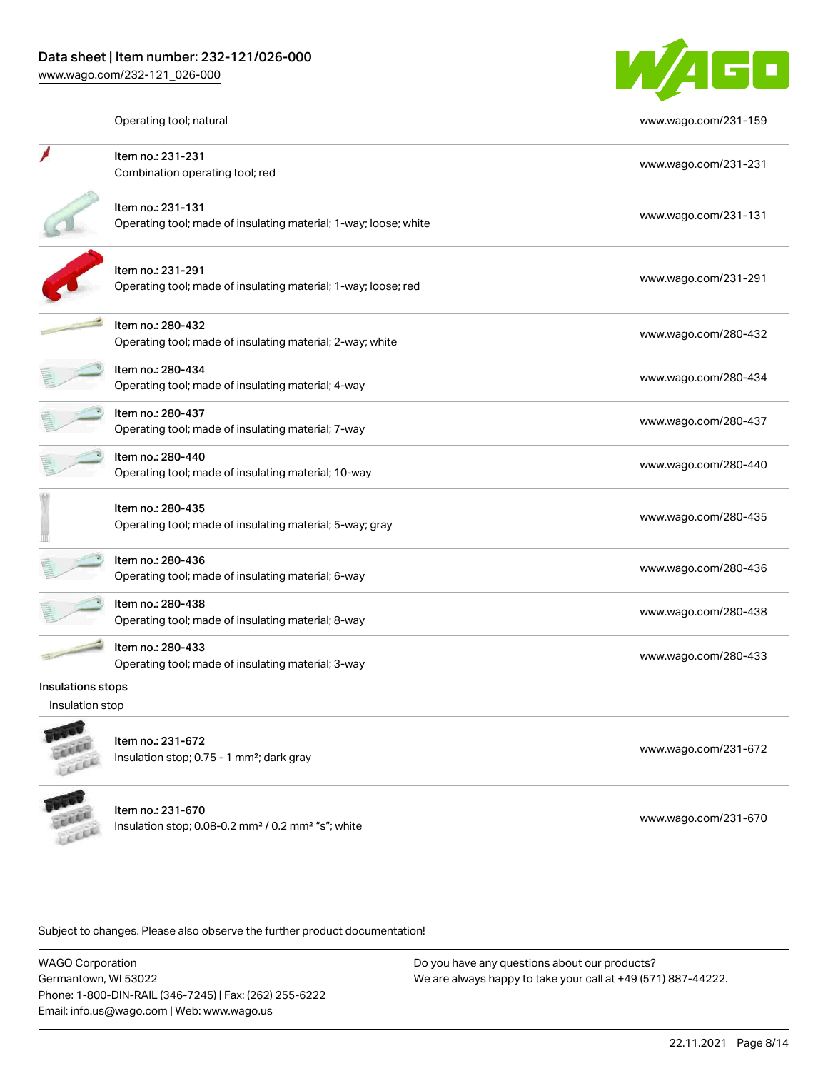| Item | Link |
|---|---|
| Operating tool; natural | www.wago.com/231-159 |
| Item no.: 231-231<br>Combination operating tool; red | www.wago.com/231-231 |
| Item no.: 231-131<br>Operating tool; made of insulating material; 1-way; loose; white | www.wago.com/231-131 |
| Item no.: 231-291<br>Operating tool; made of insulating material; 1-way; loose; red | www.wago.com/231-291 |
| Item no.: 280-432<br>Operating tool; made of insulating material; 2-way; white | www.wago.com/280-432 |
| Item no.: 280-434<br>Operating tool; made of insulating material; 4-way | www.wago.com/280-434 |
| Item no.: 280-437<br>Operating tool; made of insulating material; 7-way | www.wago.com/280-437 |
| Item no.: 280-440<br>Operating tool; made of insulating material; 10-way | www.wago.com/280-440 |
| Item no.: 280-435<br>Operating tool; made of insulating material; 5-way; gray | www.wago.com/280-435 |
| Item no.: 280-436<br>Operating tool; made of insulating material; 6-way | www.wago.com/280-436 |
| Item no.: 280-438<br>Operating tool; made of insulating material; 8-way | www.wago.com/280-438 |
| Item no.: 280-433<br>Operating tool; made of insulating material; 3-way | www.wago.com/280-433 |

### Insulations stops

Insulation stop

| Item | Link |
|---|---|
| Item no.: 231-672<br>Insulation stop; 0.75 - 1 mm²; dark gray | www.wago.com/231-672 |
| Item no.: 231-670<br>Insulation stop; 0.08-0.2 mm² / 0.2 mm² "s"; white | www.wago.com/231-670 |

Subject to changes. Please also observe the further product documentation!

WAGO Corporation
Germantown, WI 53022
Phone: 1-800-DIN-RAIL (346-7245) | Fax: (262) 255-6222
Email: info.us@wago.com | Web: www.wago.us

Do you have any questions about our products?
We are always happy to take your call at +49 (571) 887-44222.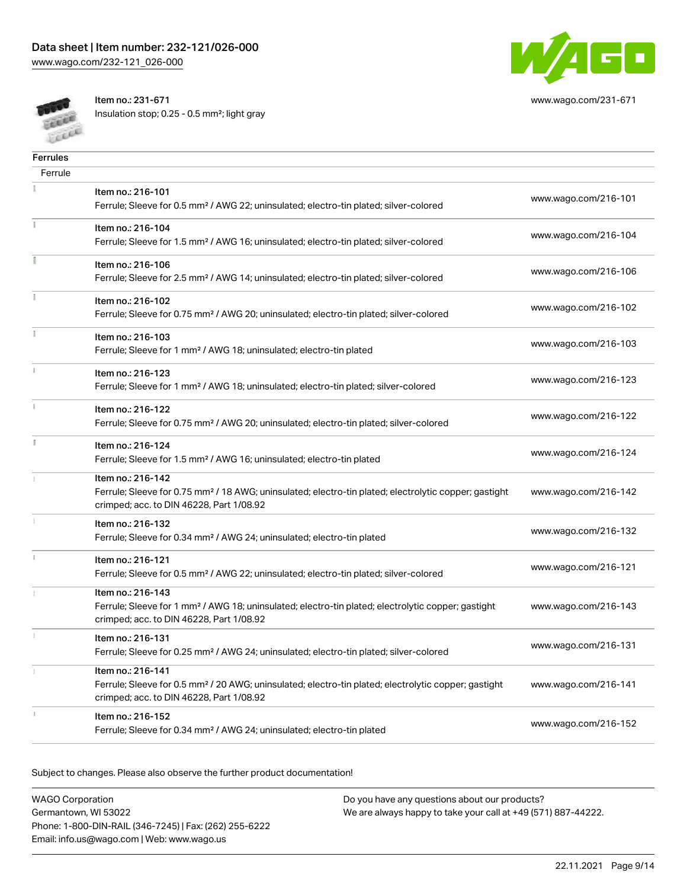Item no.: 231-671
Insulation stop; 0.25 - 0.5 mm²; light gray

www.wago.com/231-671

## Ferrules

### Ferrule

| Item | Link |
|---|---|
| Item no.: 216-101<br>Ferrule; Sleeve for 0.5 mm² / AWG 22; uninsulated; electro-tin plated; silver-colored | www.wago.com/216-101 |
| Item no.: 216-104<br>Ferrule; Sleeve for 1.5 mm² / AWG 16; uninsulated; electro-tin plated; silver-colored | www.wago.com/216-104 |
| Item no.: 216-106<br>Ferrule; Sleeve for 2.5 mm² / AWG 14; uninsulated; electro-tin plated; silver-colored | www.wago.com/216-106 |
| Item no.: 216-102<br>Ferrule; Sleeve for 0.75 mm² / AWG 20; uninsulated; electro-tin plated; silver-colored | www.wago.com/216-102 |
| Item no.: 216-103<br>Ferrule; Sleeve for 1 mm² / AWG 18; uninsulated; electro-tin plated | www.wago.com/216-103 |
| Item no.: 216-123<br>Ferrule; Sleeve for 1 mm² / AWG 18; uninsulated; electro-tin plated; silver-colored | www.wago.com/216-123 |
| Item no.: 216-122<br>Ferrule; Sleeve for 0.75 mm² / AWG 20; uninsulated; electro-tin plated; silver-colored | www.wago.com/216-122 |
| Item no.: 216-124<br>Ferrule; Sleeve for 1.5 mm² / AWG 16; uninsulated; electro-tin plated | www.wago.com/216-124 |
| Item no.: 216-142<br>Ferrule; Sleeve for 0.75 mm² / 18 AWG; uninsulated; electro-tin plated; electrolytic copper; gastight crimped; acc. to DIN 46228, Part 1/08.92 | www.wago.com/216-142 |
| Item no.: 216-132<br>Ferrule; Sleeve for 0.34 mm² / AWG 24; uninsulated; electro-tin plated | www.wago.com/216-132 |
| Item no.: 216-121<br>Ferrule; Sleeve for 0.5 mm² / AWG 22; uninsulated; electro-tin plated; silver-colored | www.wago.com/216-121 |
| Item no.: 216-143<br>Ferrule; Sleeve for 1 mm² / AWG 18; uninsulated; electro-tin plated; electrolytic copper; gastight crimped; acc. to DIN 46228, Part 1/08.92 | www.wago.com/216-143 |
| Item no.: 216-131<br>Ferrule; Sleeve for 0.25 mm² / AWG 24; uninsulated; electro-tin plated; silver-colored | www.wago.com/216-131 |
| Item no.: 216-141<br>Ferrule; Sleeve for 0.5 mm² / 20 AWG; uninsulated; electro-tin plated; electrolytic copper; gastight crimped; acc. to DIN 46228, Part 1/08.92 | www.wago.com/216-141 |
| Item no.: 216-152<br>Ferrule; Sleeve for 0.34 mm² / AWG 24; uninsulated; electro-tin plated | www.wago.com/216-152 |

Subject to changes. Please also observe the further product documentation!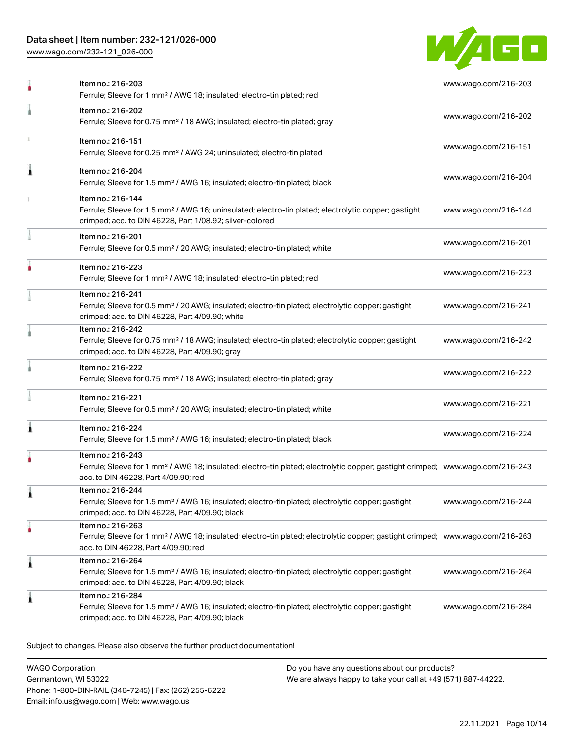| | | |
|---|---|---|
| | Item no.: 216-203<br>Ferrule; Sleeve for 1 mm² / AWG 18; insulated; electro-tin plated; red | www.wago.com/216-203 |
| | Item no.: 216-202<br>Ferrule; Sleeve for 0.75 mm² / 18 AWG; insulated; electro-tin plated; gray | www.wago.com/216-202 |
| | Item no.: 216-151<br>Ferrule; Sleeve for 0.25 mm² / AWG 24; uninsulated; electro-tin plated | www.wago.com/216-151 |
| | Item no.: 216-204<br>Ferrule; Sleeve for 1.5 mm² / AWG 16; insulated; electro-tin plated; black | www.wago.com/216-204 |
| | Item no.: 216-144<br>Ferrule; Sleeve for 1.5 mm² / AWG 16; uninsulated; electro-tin plated; electrolytic copper; gastight crimped; acc. to DIN 46228, Part 1/08.92; silver-colored | www.wago.com/216-144 |
| | Item no.: 216-201<br>Ferrule; Sleeve for 0.5 mm² / 20 AWG; insulated; electro-tin plated; white | www.wago.com/216-201 |
| | Item no.: 216-223<br>Ferrule; Sleeve for 1 mm² / AWG 18; insulated; electro-tin plated; red | www.wago.com/216-223 |
| | Item no.: 216-241<br>Ferrule; Sleeve for 0.5 mm² / 20 AWG; insulated; electro-tin plated; electrolytic copper; gastight crimped; acc. to DIN 46228, Part 4/09.90; white | www.wago.com/216-241 |
| | Item no.: 216-242<br>Ferrule; Sleeve for 0.75 mm² / 18 AWG; insulated; electro-tin plated; electrolytic copper; gastight crimped; acc. to DIN 46228, Part 4/09.90; gray | www.wago.com/216-242 |
| | Item no.: 216-222<br>Ferrule; Sleeve for 0.75 mm² / 18 AWG; insulated; electro-tin plated; gray | www.wago.com/216-222 |
| | Item no.: 216-221<br>Ferrule; Sleeve for 0.5 mm² / 20 AWG; insulated; electro-tin plated; white | www.wago.com/216-221 |
| | Item no.: 216-224<br>Ferrule; Sleeve for 1.5 mm² / AWG 16; insulated; electro-tin plated; black | www.wago.com/216-224 |
| | Item no.: 216-243<br>Ferrule; Sleeve for 1 mm² / AWG 18; insulated; electro-tin plated; electrolytic copper; gastight crimped; acc. to DIN 46228, Part 4/09.90; red | www.wago.com/216-243 |
| | Item no.: 216-244<br>Ferrule; Sleeve for 1.5 mm² / AWG 16; insulated; electro-tin plated; electrolytic copper; gastight crimped; acc. to DIN 46228, Part 4/09.90; black | www.wago.com/216-244 |
| | Item no.: 216-263<br>Ferrule; Sleeve for 1 mm² / AWG 18; insulated; electro-tin plated; electrolytic copper; gastight crimped; acc. to DIN 46228, Part 4/09.90; red | www.wago.com/216-263 |
| | Item no.: 216-264<br>Ferrule; Sleeve for 1.5 mm² / AWG 16; insulated; electro-tin plated; electrolytic copper; gastight crimped; acc. to DIN 46228, Part 4/09.90; black | www.wago.com/216-264 |
| | Item no.: 216-284<br>Ferrule; Sleeve for 1.5 mm² / AWG 16; insulated; electro-tin plated; electrolytic copper; gastight crimped; acc. to DIN 46228, Part 4/09.90; black | www.wago.com/216-284 |

Subject to changes. Please also observe the further product documentation!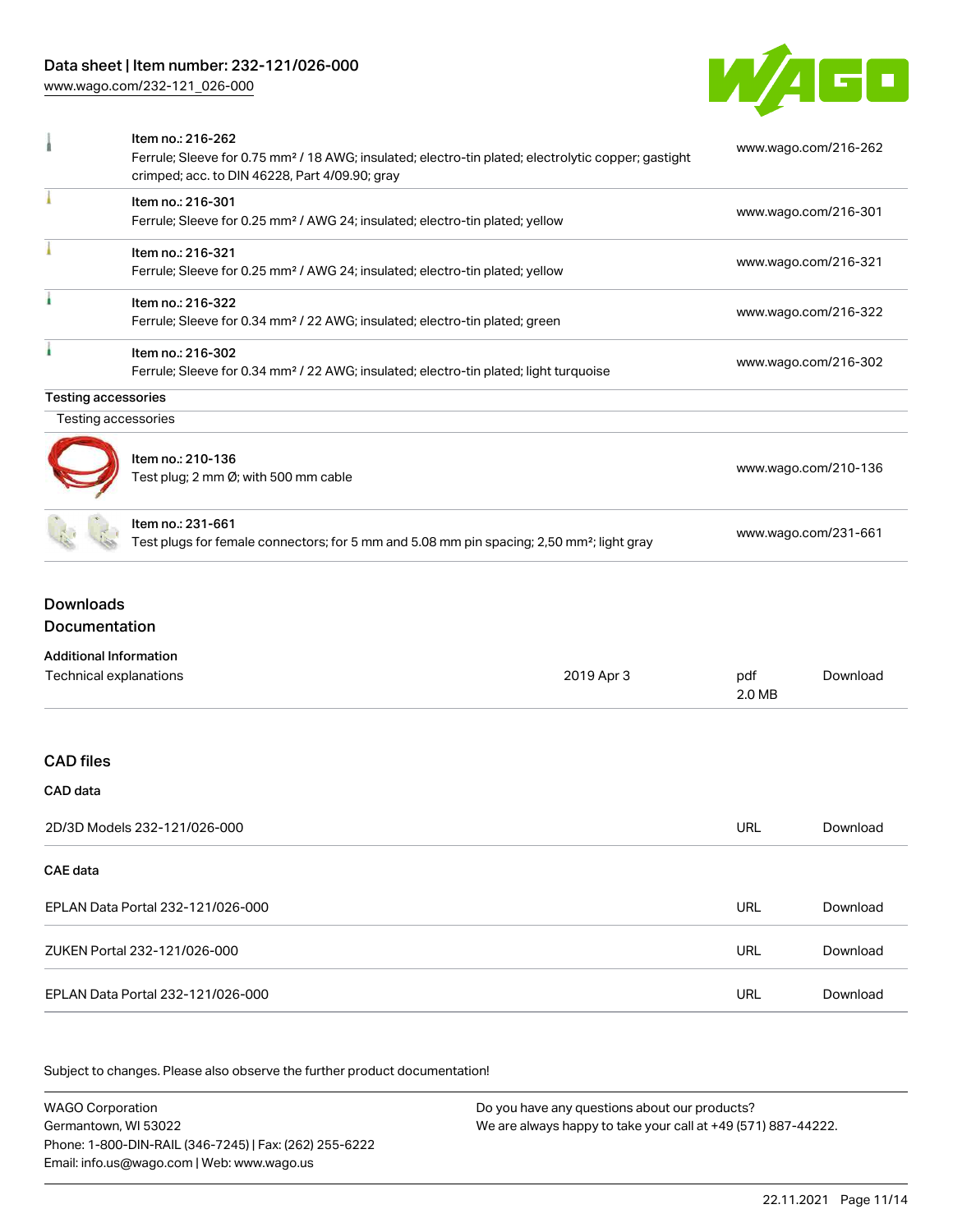| | | |
|---|---|---|
| | Item no.: 216-262<br>Ferrule; Sleeve for 0.75 mm² / 18 AWG; insulated; electro-tin plated; electrolytic copper; gastight crimped; acc. to DIN 46228, Part 4/09.90; gray | www.wago.com/216-262 |
| | Item no.: 216-301<br>Ferrule; Sleeve for 0.25 mm² / AWG 24; insulated; electro-tin plated; yellow | www.wago.com/216-301 |
| | Item no.: 216-321<br>Ferrule; Sleeve for 0.25 mm² / AWG 24; insulated; electro-tin plated; yellow | www.wago.com/216-321 |
| | Item no.: 216-322<br>Ferrule; Sleeve for 0.34 mm² / 22 AWG; insulated; electro-tin plated; green | www.wago.com/216-322 |
| | Item no.: 216-302<br>Ferrule; Sleeve for 0.34 mm² / 22 AWG; insulated; electro-tin plated; light turquoise | www.wago.com/216-302 |

**Testing accessories**

Testing accessories

| | | |
|---|---|---|
| | Item no.: 210-136<br>Test plug; 2 mm Ø; with 500 mm cable | www.wago.com/210-136 |
| | Item no.: 231-661<br>Test plugs for female connectors; for 5 mm and 5.08 mm pin spacing; 2,50 mm²; light gray | www.wago.com/231-661 |

## Downloads

## Documentation

**Additional Information**

| | | | |
|---|---|---|---|
| Technical explanations | 2019 Apr 3 | pdf<br>2.0 MB | Download |

## CAD files

**CAD data**

| | | |
|---|---|---|
| 2D/3D Models 232-121/026-000 | URL | Download |

**CAE data**

| | | |
|---|---|---|
| EPLAN Data Portal 232-121/026-000 | URL | Download |
| ZUKEN Portal 232-121/026-000 | URL | Download |
| EPLAN Data Portal 232-121/026-000 | URL | Download |

Subject to changes. Please also observe the further product documentation!

WAGO Corporation
Germantown, WI 53022
Phone: 1-800-DIN-RAIL (346-7245) | Fax: (262) 255-6222
Email: info.us@wago.com | Web: www.wago.us

Do you have any questions about our products?
We are always happy to take your call at +49 (571) 887-44222.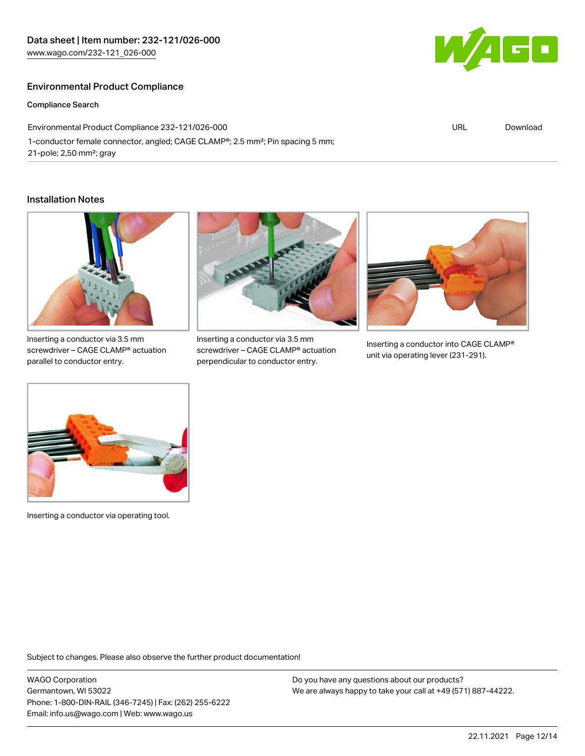## Environmental Product Compliance

### Compliance Search

| Environmental Product Compliance 232-121/026-000<br>1-conductor female connector, angled; CAGE CLAMP®; 2.5 mm²; Pin spacing 5 mm; 21-pole; 2,50 mm²; gray | URL | Download |
|---|---|---|

## Installation Notes

Inserting a conductor via 3.5 mm screwdriver – CAGE CLAMP® actuation parallel to conductor entry.

Inserting a conductor via 3.5 mm screwdriver – CAGE CLAMP® actuation perpendicular to conductor entry.

Inserting a conductor into CAGE CLAMP® unit via operating lever (231-291).

Inserting a conductor via operating tool.

Subject to changes. Please also observe the further product documentation!

WAGO Corporation
Germantown, WI 53022
Phone: 1-800-DIN-RAIL (346-7245) | Fax: (262) 255-6222
Email: info.us@wago.com | Web: www.wago.us

Do you have any questions about our products?
We are always happy to take your call at +49 (571) 887-44222.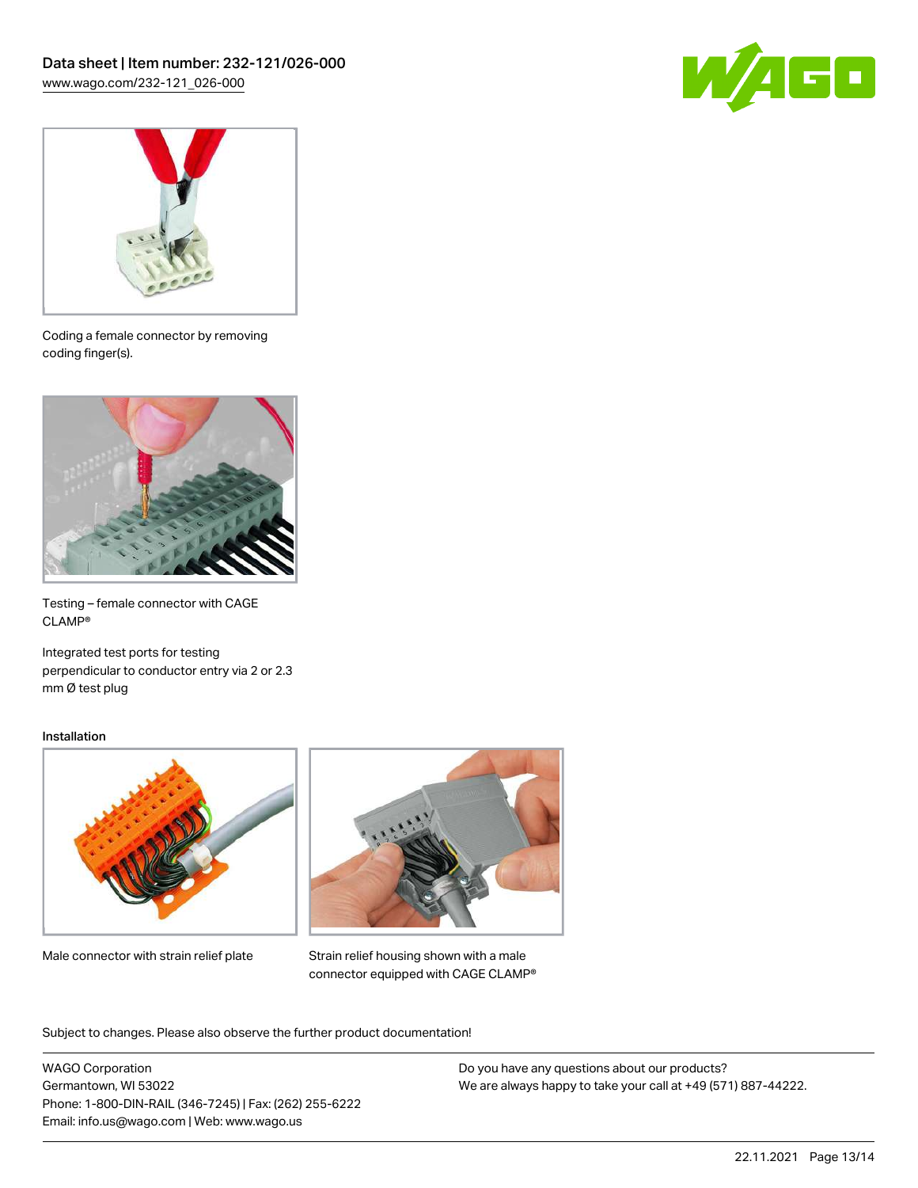Coding a female connector by removing coding finger(s).

Testing – female connector with CAGE CLAMP®

Integrated test ports for testing perpendicular to conductor entry via 2 or 2.3 mm Ø test plug

Installation

Male connector with strain relief plate

Strain relief housing shown with a male connector equipped with CAGE CLAMP®

Subject to changes. Please also observe the further product documentation!

WAGO Corporation
Germantown, WI 53022
Phone: 1-800-DIN-RAIL (346-7245) | Fax: (262) 255-6222
Email: info.us@wago.com | Web: www.wago.us

Do you have any questions about our products?
We are always happy to take your call at +49 (571) 887-44222.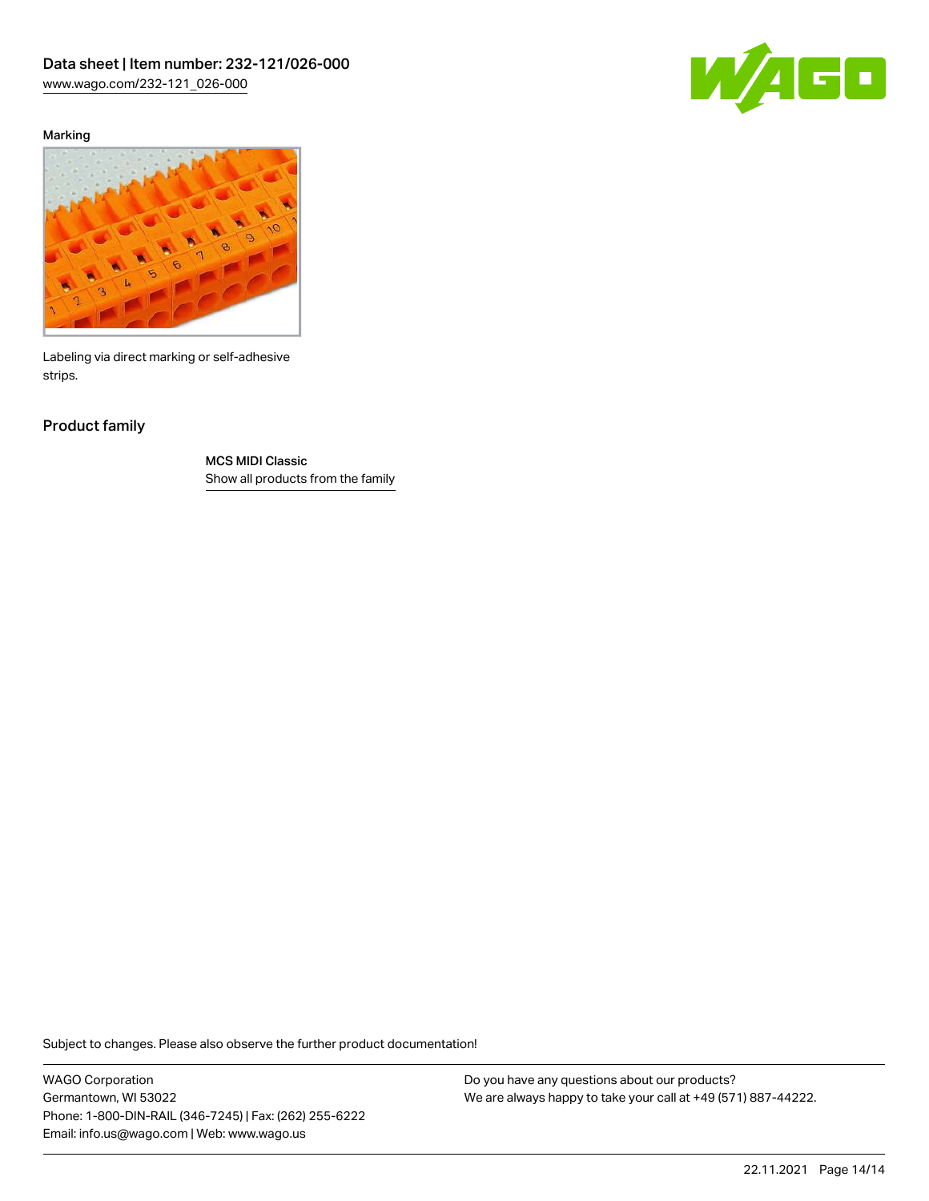Marking

Labeling via direct marking or self-adhesive strips.

## Product family

MCS MIDI Classic
Show all products from the family

Subject to changes. Please also observe the further product documentation!

WAGO Corporation
Germantown, WI 53022
Phone: 1-800-DIN-RAIL (346-7245) | Fax: (262) 255-6222
Email: info.us@wago.com | Web: www.wago.us

Do you have any questions about our products?
We are always happy to take your call at +49 (571) 887-44222.